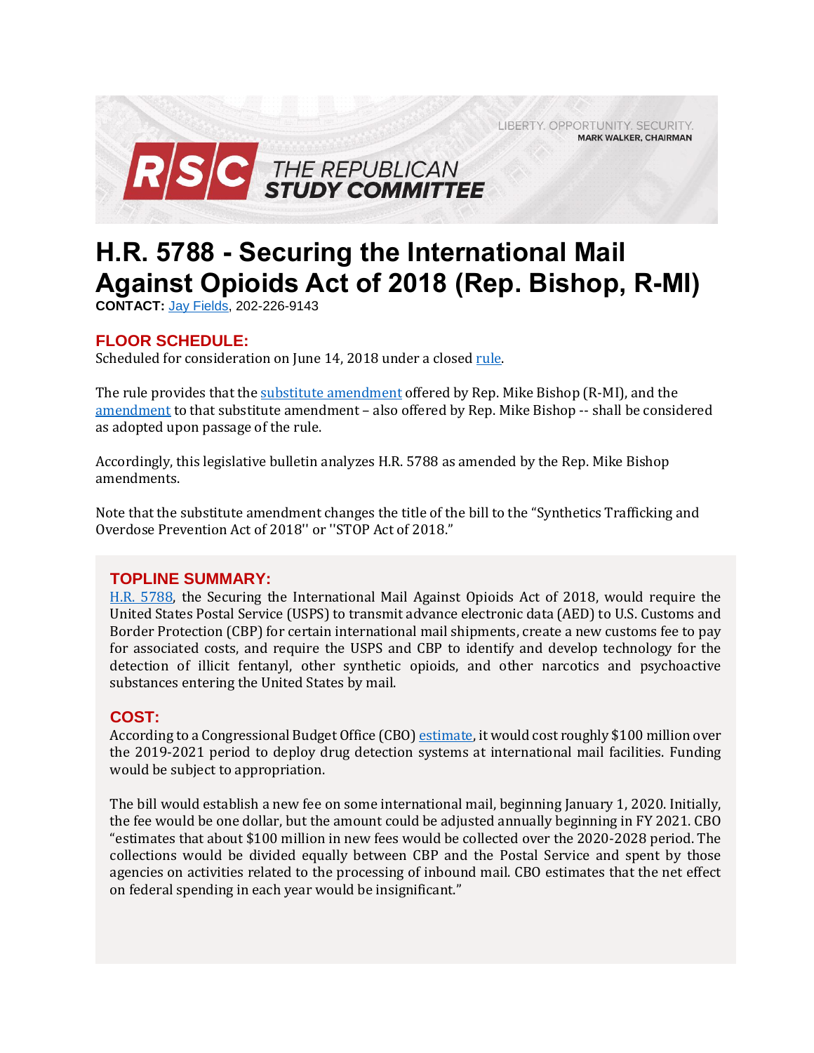LIBERTY. OPPORTUNITY. SECURITY.
MARK WALKER, CHAIRMAN

RSC THE REPUBLICAN STUDY COMMITTEE

# H.R. 5788 - Securing the International Mail Against Opioids Act of 2018 (Rep. Bishop, R-MI)

**CONTACT:** Jay Fields, 202-226-9143

## FLOOR SCHEDULE:

Scheduled for consideration on June 14, 2018 under a closed rule.

The rule provides that the substitute amendment offered by Rep. Mike Bishop (R-MI), and the amendment to that substitute amendment – also offered by Rep. Mike Bishop -- shall be considered as adopted upon passage of the rule.

Accordingly, this legislative bulletin analyzes H.R. 5788 as amended by the Rep. Mike Bishop amendments.

Note that the substitute amendment changes the title of the bill to the "Synthetics Trafficking and Overdose Prevention Act of 2018'' or ''STOP Act of 2018."

## TOPLINE SUMMARY:

H.R. 5788, the Securing the International Mail Against Opioids Act of 2018, would require the United States Postal Service (USPS) to transmit advance electronic data (AED) to U.S. Customs and Border Protection (CBP) for certain international mail shipments, create a new customs fee to pay for associated costs, and require the USPS and CBP to identify and develop technology for the detection of illicit fentanyl, other synthetic opioids, and other narcotics and psychoactive substances entering the United States by mail.

## COST:

According to a Congressional Budget Office (CBO) estimate, it would cost roughly $100 million over the 2019-2021 period to deploy drug detection systems at international mail facilities. Funding would be subject to appropriation.

The bill would establish a new fee on some international mail, beginning January 1, 2020. Initially, the fee would be one dollar, but the amount could be adjusted annually beginning in FY 2021. CBO "estimates that about $100 million in new fees would be collected over the 2020-2028 period. The collections would be divided equally between CBP and the Postal Service and spent by those agencies on activities related to the processing of inbound mail. CBO estimates that the net effect on federal spending in each year would be insignificant."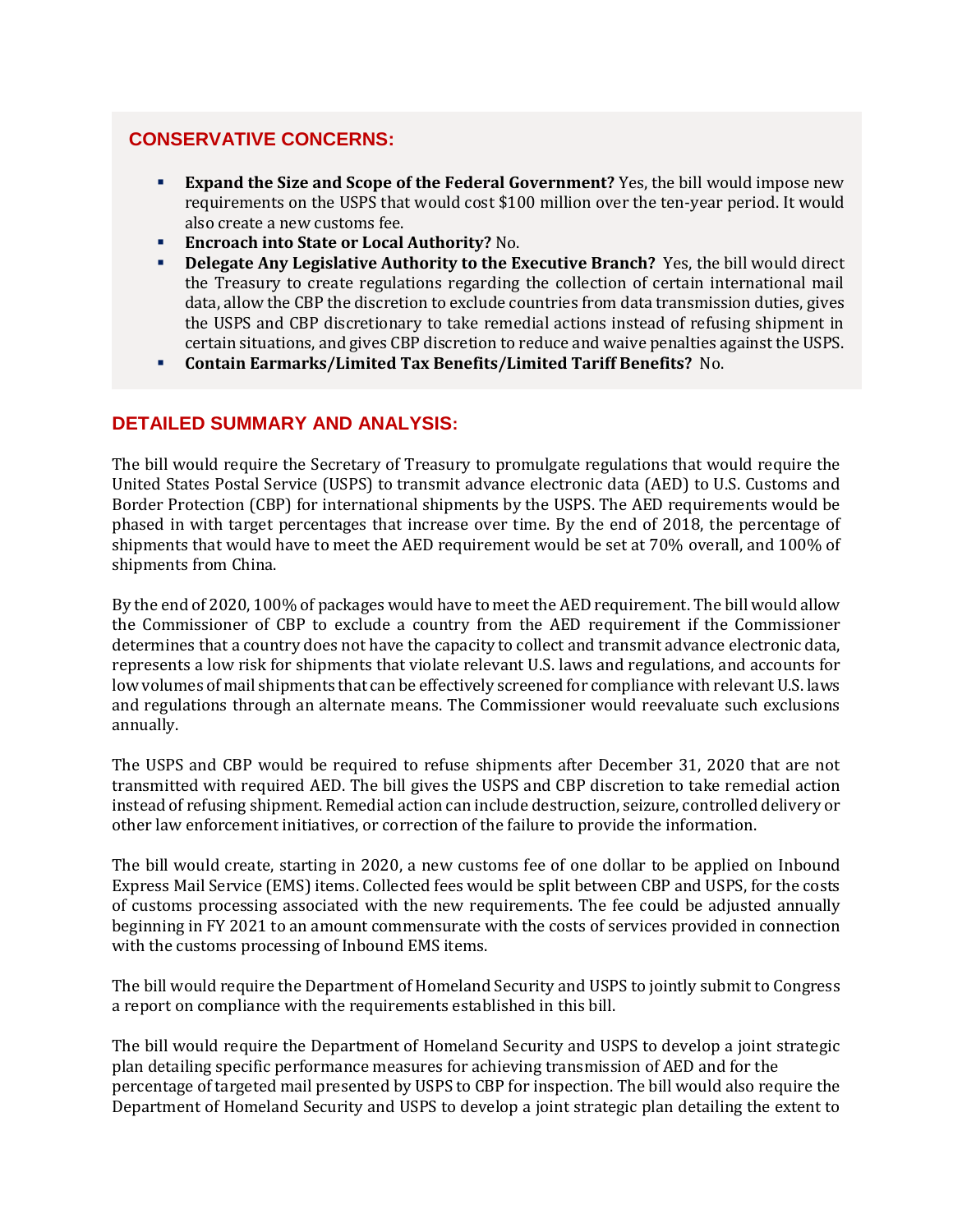## CONSERVATIVE CONCERNS:

- **Expand the Size and Scope of the Federal Government?** Yes, the bill would impose new requirements on the USPS that would cost $100 million over the ten-year period. It would also create a new customs fee.
- **Encroach into State or Local Authority?** No.
- **Delegate Any Legislative Authority to the Executive Branch?** Yes, the bill would direct the Treasury to create regulations regarding the collection of certain international mail data, allow the CBP the discretion to exclude countries from data transmission duties, gives the USPS and CBP discretionary to take remedial actions instead of refusing shipment in certain situations, and gives CBP discretion to reduce and waive penalties against the USPS.
- **Contain Earmarks/Limited Tax Benefits/Limited Tariff Benefits?** No.

## DETAILED SUMMARY AND ANALYSIS:

The bill would require the Secretary of Treasury to promulgate regulations that would require the United States Postal Service (USPS) to transmit advance electronic data (AED) to U.S. Customs and Border Protection (CBP) for international shipments by the USPS. The AED requirements would be phased in with target percentages that increase over time. By the end of 2018, the percentage of shipments that would have to meet the AED requirement would be set at 70% overall, and 100% of shipments from China.

By the end of 2020, 100% of packages would have to meet the AED requirement. The bill would allow the Commissioner of CBP to exclude a country from the AED requirement if the Commissioner determines that a country does not have the capacity to collect and transmit advance electronic data, represents a low risk for shipments that violate relevant U.S. laws and regulations, and accounts for low volumes of mail shipments that can be effectively screened for compliance with relevant U.S. laws and regulations through an alternate means. The Commissioner would reevaluate such exclusions annually.

The USPS and CBP would be required to refuse shipments after December 31, 2020 that are not transmitted with required AED. The bill gives the USPS and CBP discretion to take remedial action instead of refusing shipment. Remedial action can include destruction, seizure, controlled delivery or other law enforcement initiatives, or correction of the failure to provide the information.

The bill would create, starting in 2020, a new customs fee of one dollar to be applied on Inbound Express Mail Service (EMS) items. Collected fees would be split between CBP and USPS, for the costs of customs processing associated with the new requirements. The fee could be adjusted annually beginning in FY 2021 to an amount commensurate with the costs of services provided in connection with the customs processing of Inbound EMS items.

The bill would require the Department of Homeland Security and USPS to jointly submit to Congress a report on compliance with the requirements established in this bill.

The bill would require the Department of Homeland Security and USPS to develop a joint strategic plan detailing specific performance measures for achieving transmission of AED and for the percentage of targeted mail presented by USPS to CBP for inspection. The bill would also require the Department of Homeland Security and USPS to develop a joint strategic plan detailing the extent to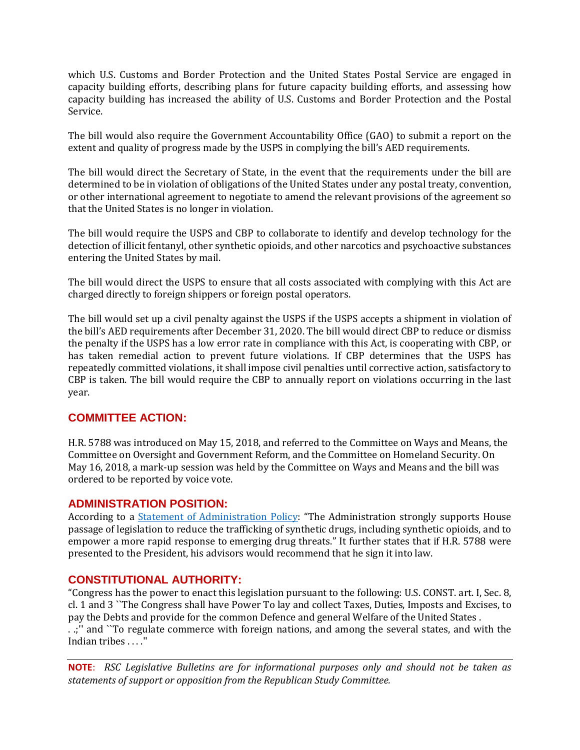which U.S. Customs and Border Protection and the United States Postal Service are engaged in capacity building efforts, describing plans for future capacity building efforts, and assessing how capacity building has increased the ability of U.S. Customs and Border Protection and the Postal Service.

The bill would also require the Government Accountability Office (GAO) to submit a report on the extent and quality of progress made by the USPS in complying the bill's AED requirements.

The bill would direct the Secretary of State, in the event that the requirements under the bill are determined to be in violation of obligations of the United States under any postal treaty, convention, or other international agreement to negotiate to amend the relevant provisions of the agreement so that the United States is no longer in violation.

The bill would require the USPS and CBP to collaborate to identify and develop technology for the detection of illicit fentanyl, other synthetic opioids, and other narcotics and psychoactive substances entering the United States by mail.

The bill would direct the USPS to ensure that all costs associated with complying with this Act are charged directly to foreign shippers or foreign postal operators.

The bill would set up a civil penalty against the USPS if the USPS accepts a shipment in violation of the bill's AED requirements after December 31, 2020. The bill would direct CBP to reduce or dismiss the penalty if the USPS has a low error rate in compliance with this Act, is cooperating with CBP, or has taken remedial action to prevent future violations. If CBP determines that the USPS has repeatedly committed violations, it shall impose civil penalties until corrective action, satisfactory to CBP is taken. The bill would require the CBP to annually report on violations occurring in the last year.

## COMMITTEE ACTION:

H.R. 5788 was introduced on May 15, 2018, and referred to the Committee on Ways and Means, the Committee on Oversight and Government Reform, and the Committee on Homeland Security. On May 16, 2018, a mark-up session was held by the Committee on Ways and Means and the bill was ordered to be reported by voice vote.

## ADMINISTRATION POSITION:

According to a Statement of Administration Policy: "The Administration strongly supports House passage of legislation to reduce the trafficking of synthetic drugs, including synthetic opioids, and to empower a more rapid response to emerging drug threats." It further states that if H.R. 5788 were presented to the President, his advisors would recommend that he sign it into law.

## CONSTITUTIONAL AUTHORITY:

"Congress has the power to enact this legislation pursuant to the following: U.S. CONST. art. I, Sec. 8, cl. 1 and 3 ``The Congress shall have Power To lay and collect Taxes, Duties, Imposts and Excises, to pay the Debts and provide for the common Defence and general Welfare of the United States . . .;'' and ``To regulate commerce with foreign nations, and among the several states, and with the Indian tribes . . . .''

**NOTE**: *RSC Legislative Bulletins are for informational purposes only and should not be taken as statements of support or opposition from the Republican Study Committee.*